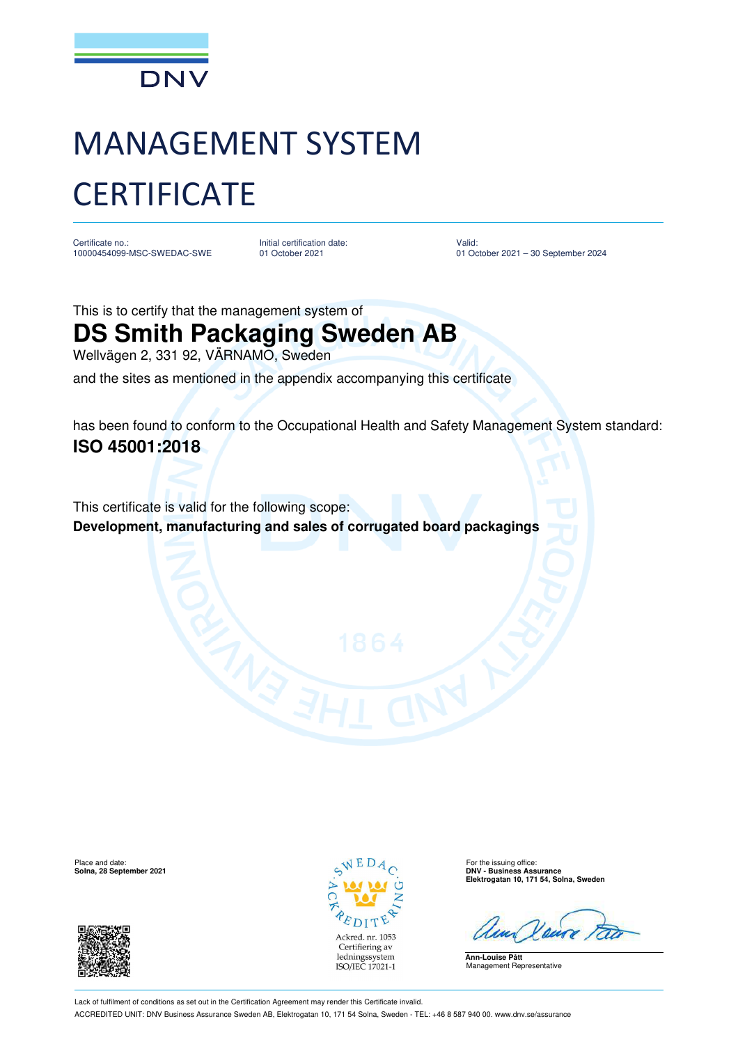DNV

# MANAGEMENT SYSTEM CERTIFICATE

| Certificate no.: | Initial certification date: | Valid: |
| --- | --- | --- |
| 10000454099-MSC-SWEDAC-SWE | 01 October 2021 | 01 October 2021 – 30 September 2024 |

This is to certify that the management system of

## DS Smith Packaging Sweden AB

Wellvägen 2, 331 92, VÄRNAMO, Sweden

and the sites as mentioned in the appendix accompanying this certificate

has been found to conform to the Occupational Health and Safety Management System standard:

**ISO 45001:2018**

This certificate is valid for the following scope:

**Development, manufacturing and sales of corrugated board packagings**

Place and date:
**Solna, 28 September 2021**

SWEDAC ACKREDITERING
Ackred. nr. 1053
Certifiering av ledningssystem
ISO/IEC 17021-1

For the issuing office:
**DNV - Business Assurance**
**Elektrogatan 10, 171 54, Solna, Sweden**

**Ann-Louise Pått**
Management Representative

Lack of fulfilment of conditions as set out in the Certification Agreement may render this Certificate invalid.

ACCREDITED UNIT: DNV Business Assurance Sweden AB, Elektrogatan 10, 171 54 Solna, Sweden - TEL: +46 8 587 940 00. www.dnv.se/assurance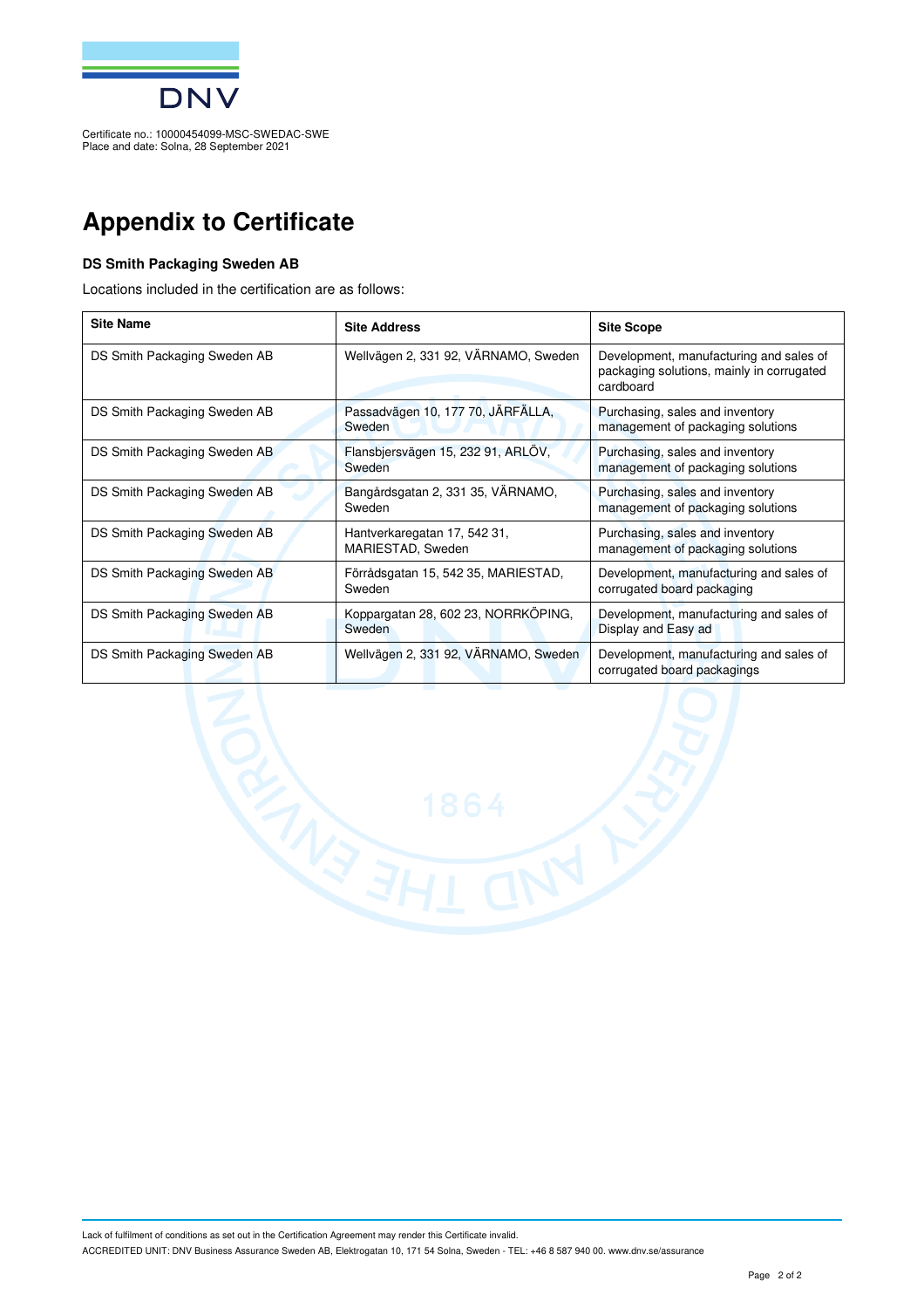Certificate no.: 10000454099-MSC-SWEDAC-SWE
Place and date: Solna, 28 September 2021

# Appendix to Certificate

**DS Smith Packaging Sweden AB**

Locations included in the certification are as follows:

| Site Name | Site Address | Site Scope |
|---|---|---|
| DS Smith Packaging Sweden AB | Wellvägen 2, 331 92, VÄRNAMO, Sweden | Development, manufacturing and sales of packaging solutions, mainly in corrugated cardboard |
| DS Smith Packaging Sweden AB | Passadvägen 10, 177 70, JÄRFÄLLA, Sweden | Purchasing, sales and inventory management of packaging solutions |
| DS Smith Packaging Sweden AB | Flansbjersvägen 15, 232 91, ARLÖV, Sweden | Purchasing, sales and inventory management of packaging solutions |
| DS Smith Packaging Sweden AB | Bangårdsgatan 2, 331 35, VÄRNAMO, Sweden | Purchasing, sales and inventory management of packaging solutions |
| DS Smith Packaging Sweden AB | Hantverkaregatan 17, 542 31, MARIESTAD, Sweden | Purchasing, sales and inventory management of packaging solutions |
| DS Smith Packaging Sweden AB | Förrådsgatan 15, 542 35, MARIESTAD, Sweden | Development, manufacturing and sales of corrugated board packaging |
| DS Smith Packaging Sweden AB | Koppargatan 28, 602 23, NORRKÖPING, Sweden | Development, manufacturing and sales of Display and Easy ad |
| DS Smith Packaging Sweden AB | Wellvägen 2, 331 92, VÄRNAMO, Sweden | Development, manufacturing and sales of corrugated board packagings |

Lack of fulfilment of conditions as set out in the Certification Agreement may render this Certificate invalid.

ACCREDITED UNIT: DNV Business Assurance Sweden AB, Elektrogatan 10, 171 54 Solna, Sweden - TEL: +46 8 587 940 00. www.dnv.se/assurance